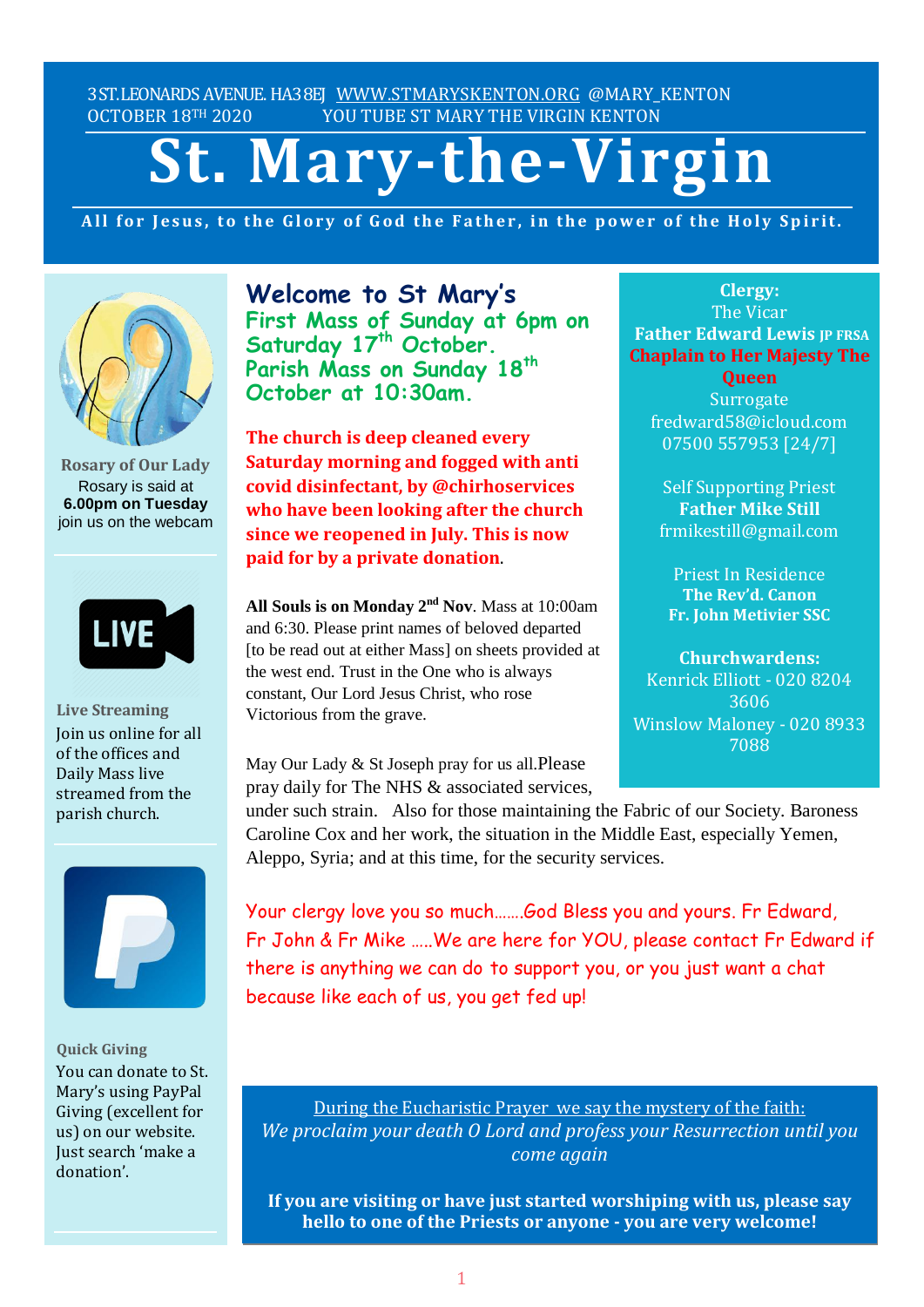3 ST.LEONARDS AVENUE. HA3 8EJ WWW.STMARYSKENTON.ORG @MARY_KENTON
OCTOBER 18TH 2020 YOU TUBE ST MARY THE VIRGIN KENTON

# St. Mary-the-Virgin

**All for Jesus, to the Glory of God the Father, in the power of the Holy Spirit.**

## Welcome to St Mary's

**First Mass of Sunday at 6pm on Saturday 17th October.**
**Parish Mass on Sunday 18th October at 10:30am.**

**The church is deep cleaned every Saturday morning and fogged with anti covid disinfectant, by @chirhoservices who have been looking after the church since we reopened in July. This is now paid for by a private donation.**

**All Souls is on Monday 2nd Nov**. Mass at 10:00am and 6:30. Please print names of beloved departed [to be read out at either Mass] on sheets provided at the west end. Trust in the One who is always constant, Our Lord Jesus Christ, who rose Victorious from the grave.

May Our Lady & St Joseph pray for us all.Please pray daily for The NHS & associated services, under such strain. Also for those maintaining the Fabric of our Society. Baroness Caroline Cox and her work, the situation in the Middle East, especially Yemen, Aleppo, Syria; and at this time, for the security services.

Your clergy love you so much…….God Bless you and yours. Fr Edward, Fr John & Fr Mike …..We are here for YOU, please contact Fr Edward if there is anything we can do to support you, or you just want a chat because like each of us, you get fed up!

**Clergy:**
The Vicar
**Father Edward Lewis JP FRSA**
**Chaplain to Her Majesty The Queen**
Surrogate
fredward58@icloud.com
07500 557953 [24/7]

Self Supporting Priest
**Father Mike Still**
frmikestill@gmail.com

Priest In Residence
**The Rev'd. Canon Fr. John Metivier SSC**

**Churchwardens:**
Kenrick Elliott - 020 8204 3606
Winslow Maloney - 020 8933 7088

**Rosary of Our Lady**
Rosary is said at **6.00pm on Tuesday** join us on the webcam

**Live Streaming**
Join us online for all of the offices and Daily Mass live streamed from the parish church.

**Quick Giving**
You can donate to St. Mary's using PayPal Giving (excellent for us) on our website. Just search 'make a donation'.

During the Eucharistic Prayer we say the mystery of the faith:
*We proclaim your death O Lord and profess your Resurrection until you come again*

**If you are visiting or have just started worshiping with us, please say hello to one of the Priests or anyone - you are very welcome!**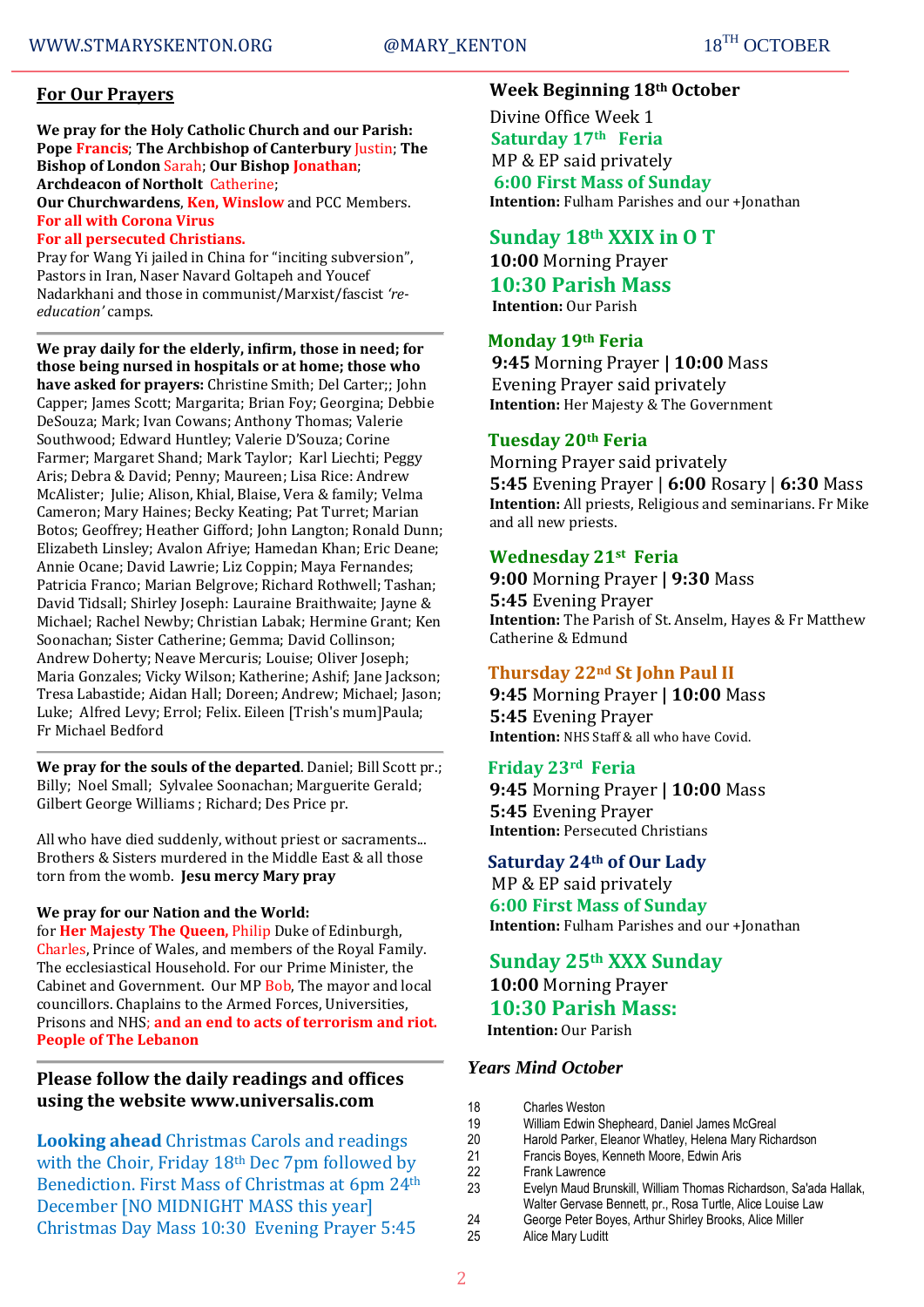## For Our Prayers

**We pray for the Holy Catholic Church and our Parish: Pope** Francis; **The Archbishop of Canterbury** Justin; **The Bishop of London** Sarah; **Our Bishop Jonathan**; **Archdeacon of Northolt** Catherine;
**Our Churchwardens**, **Ken, Winslow** and PCC Members.
**For all with Corona Virus**
**For all persecuted Christians.**
Pray for Wang Yi jailed in China for "inciting subversion", Pastors in Iran, Naser Navard Goltapeh and Youcef Nadarkhani and those in communist/Marxist/fascist *'re-education'* camps.

---

**We pray daily for the elderly, infirm, those in need; for those being nursed in hospitals or at home; those who have asked for prayers:** Christine Smith; Del Carter;; John Capper; James Scott; Margarita; Brian Foy; Georgina; Debbie DeSouza; Mark; Ivan Cowans; Anthony Thomas; Valerie Southwood; Edward Huntley; Valerie D'Souza; Corine Farmer; Margaret Shand; Mark Taylor; Karl Liechti; Peggy Aris; Debra & David; Penny; Maureen; Lisa Rice: Andrew McAlister; Julie; Alison, Khial, Blaise, Vera & family; Velma Cameron; Mary Haines; Becky Keating; Pat Turret; Marian Botos; Geoffrey; Heather Gifford; John Langton; Ronald Dunn; Elizabeth Linsley; Avalon Afriye; Hamedan Khan; Eric Deane; Annie Ocane; David Lawrie; Liz Coppin; Maya Fernandes; Patricia Franco; Marian Belgrove; Richard Rothwell; Tashan; David Tidsall; Shirley Joseph: Lauraine Braithwaite; Jayne & Michael; Rachel Newby; Christian Labak; Hermine Grant; Ken Soonachan; Sister Catherine; Gemma; David Collinson; Andrew Doherty; Neave Mercuris; Louise; Oliver Joseph; Maria Gonzales; Vicky Wilson; Katherine; Ashif; Jane Jackson; Tresa Labastide; Aidan Hall; Doreen; Andrew; Michael; Jason; Luke; Alfred Levy; Errol; Felix. Eileen [Trish's mum]Paula; Fr Michael Bedford

---

**We pray for the souls of the departed**. Daniel; Bill Scott pr.; Billy; Noel Small; Sylvalee Soonachan; Marguerite Gerald; Gilbert George Williams ; Richard; Des Price pr.

All who have died suddenly, without priest or sacraments... Brothers & Sisters murdered in the Middle East & all those torn from the womb. **Jesu mercy Mary pray**

**We pray for our Nation and the World:**
for **Her Majesty The Queen,** Philip Duke of Edinburgh, Charles, Prince of Wales, and members of the Royal Family. The ecclesiastical Household. For our Prime Minister, the Cabinet and Government. Our MP Bob, The mayor and local councillors. Chaplains to the Armed Forces, Universities, Prisons and NHS; **and an end to acts of terrorism and riot. People of The Lebanon**

---

**Please follow the daily readings and offices using the website www.universalis.com**

**Looking ahead** Christmas Carols and readings with the Choir, Friday 18th Dec 7pm followed by Benediction. First Mass of Christmas at 6pm 24th December [NO MIDNIGHT MASS this year] Christmas Day Mass 10:30 Evening Prayer 5:45

## Week Beginning 18th October

Divine Office Week 1

### Saturday 17th Feria
MP & EP said privately
**6:00 First Mass of Sunday**
**Intention:** Fulham Parishes and our +Jonathan

### Sunday 18th XXIX in O T
**10:00** Morning Prayer
**10:30 Parish Mass**
**Intention:** Our Parish

### Monday 19th Feria
**9:45** Morning Prayer **| 10:00** Mass
Evening Prayer said privately
**Intention:** Her Majesty & The Government

### Tuesday 20th Feria
Morning Prayer said privately
**5:45** Evening Prayer | **6:00** Rosary | **6:30** Mass
**Intention:** All priests, Religious and seminarians. Fr Mike and all new priests.

### Wednesday 21st Feria
**9:00** Morning Prayer **| 9:30** Mass
**5:45** Evening Prayer
**Intention:** The Parish of St. Anselm, Hayes & Fr Matthew Catherine & Edmund

### Thursday 22nd St John Paul II
**9:45** Morning Prayer **| 10:00** Mass
**5:45** Evening Prayer
**Intention:** NHS Staff & all who have Covid.

### Friday 23rd Feria
**9:45** Morning Prayer **| 10:00** Mass
**5:45** Evening Prayer
**Intention:** Persecuted Christians

### Saturday 24th of Our Lady
MP & EP said privately
**6:00 First Mass of Sunday**
**Intention:** Fulham Parishes and our +Jonathan

### Sunday 25th XXX Sunday
**10:00** Morning Prayer
**10:30 Parish Mass:**
**Intention:** Our Parish

### *Years Mind October*

| | |
|---|---|
| 18 | Charles Weston |
| 19 | William Edwin Shepheard, Daniel James McGreal |
| 20 | Harold Parker, Eleanor Whatley, Helena Mary Richardson |
| 21 | Francis Boyes, Kenneth Moore, Edwin Aris |
| 22 | Frank Lawrence |
| 23 | Evelyn Maud Brunskill, William Thomas Richardson, Sa'ada Hallak, Walter Gervase Bennett, pr., Rosa Turtle, Alice Louise Law |
| 24 | George Peter Boyes, Arthur Shirley Brooks, Alice Miller |
| 25 | Alice Mary Luditt |